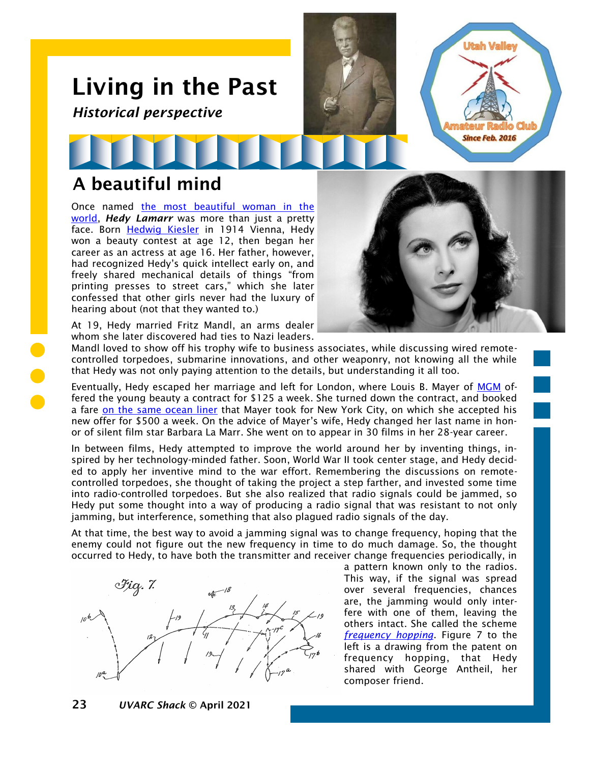# Living in the Past

*Historical perspective*

## A beautiful mind

Once named the most beautiful woman in the world, ***Hedy Lamarr*** was more than just a pretty face. Born Hedwig Kiesler in 1914 Vienna, Hedy won a beauty contest at age 12, then began her career as an actress at age 16. Her father, however, had recognized Hedy's quick intellect early on, and freely shared mechanical details of things "from printing presses to street cars," which she later confessed that other girls never had the luxury of hearing about (not that they wanted to.)

At 19, Hedy married Fritz Mandl, an arms dealer whom she later discovered had ties to Nazi leaders. Mandl loved to show off his trophy wife to business associates, while discussing wired remote-controlled torpedoes, submarine innovations, and other weaponry, not knowing all the while that Hedy was not only paying attention to the details, but understanding it all too.

Eventually, Hedy escaped her marriage and left for London, where Louis B. Mayer of MGM offered the young beauty a contract for $125 a week. She turned down the contract, and booked a fare on the same ocean liner that Mayer took for New York City, on which she accepted his new offer for $500 a week. On the advice of Mayer's wife, Hedy changed her last name in honor of silent film star Barbara La Marr. She went on to appear in 30 films in her 28-year career.

In between films, Hedy attempted to improve the world around her by inventing things, inspired by her technology-minded father. Soon, World War II took center stage, and Hedy decided to apply her inventive mind to the war effort. Remembering the discussions on remote-controlled torpedoes, she thought of taking the project a step farther, and invested some time into radio-controlled torpedoes. But she also realized that radio signals could be jammed, so Hedy put some thought into a way of producing a radio signal that was resistant to not only jamming, but interference, something that also plagued radio signals of the day.

At that time, the best way to avoid a jamming signal was to change frequency, hoping that the enemy could not figure out the new frequency in time to do much damage. So, the thought occurred to Hedy, to have both the transmitter and receiver change frequencies periodically, in a pattern known only to the radios. This way, if the signal was spread over several frequencies, chances are, the jamming would only interfere with one of them, leaving the others intact. She called the scheme *frequency hopping*. Figure 7 to the left is a drawing from the patent on frequency hopping, that Hedy shared with George Antheil, her composer friend.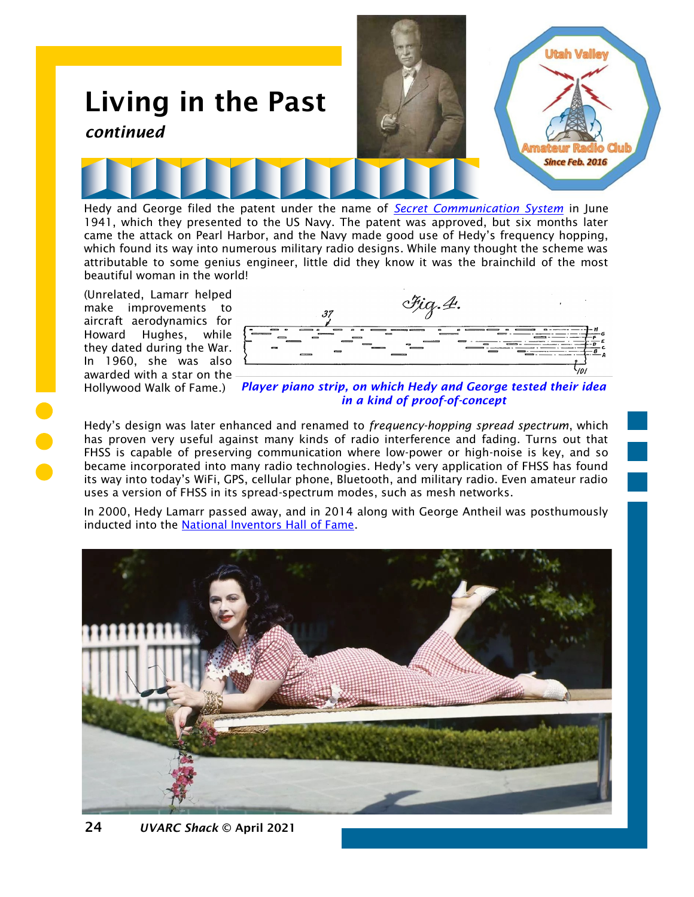# Living in the Past

*continued*

Hedy and George filed the patent under the name of *Secret Communication System* in June 1941, which they presented to the US Navy. The patent was approved, but six months later came the attack on Pearl Harbor, and the Navy made good use of Hedy's frequency hopping, which found its way into numerous military radio designs. While many thought the scheme was attributable to some genius engineer, little did they know it was the brainchild of the most beautiful woman in the world!

(Unrelated, Lamarr helped make improvements to aircraft aerodynamics for Howard Hughes, while they dated during the War. In 1960, she was also awarded with a star on the Hollywood Walk of Fame.)

***Player piano strip, on which Hedy and George tested their idea in a kind of proof-of-concept***

Hedy's design was later enhanced and renamed to *frequency-hopping spread spectrum*, which has proven very useful against many kinds of radio interference and fading. Turns out that FHSS is capable of preserving communication where low-power or high-noise is key, and so became incorporated into many radio technologies. Hedy's very application of FHSS has found its way into today's WiFi, GPS, cellular phone, Bluetooth, and military radio. Even amateur radio uses a version of FHSS in its spread-spectrum modes, such as mesh networks.

In 2000, Hedy Lamarr passed away, and in 2014 along with George Antheil was posthumously inducted into the National Inventors Hall of Fame.